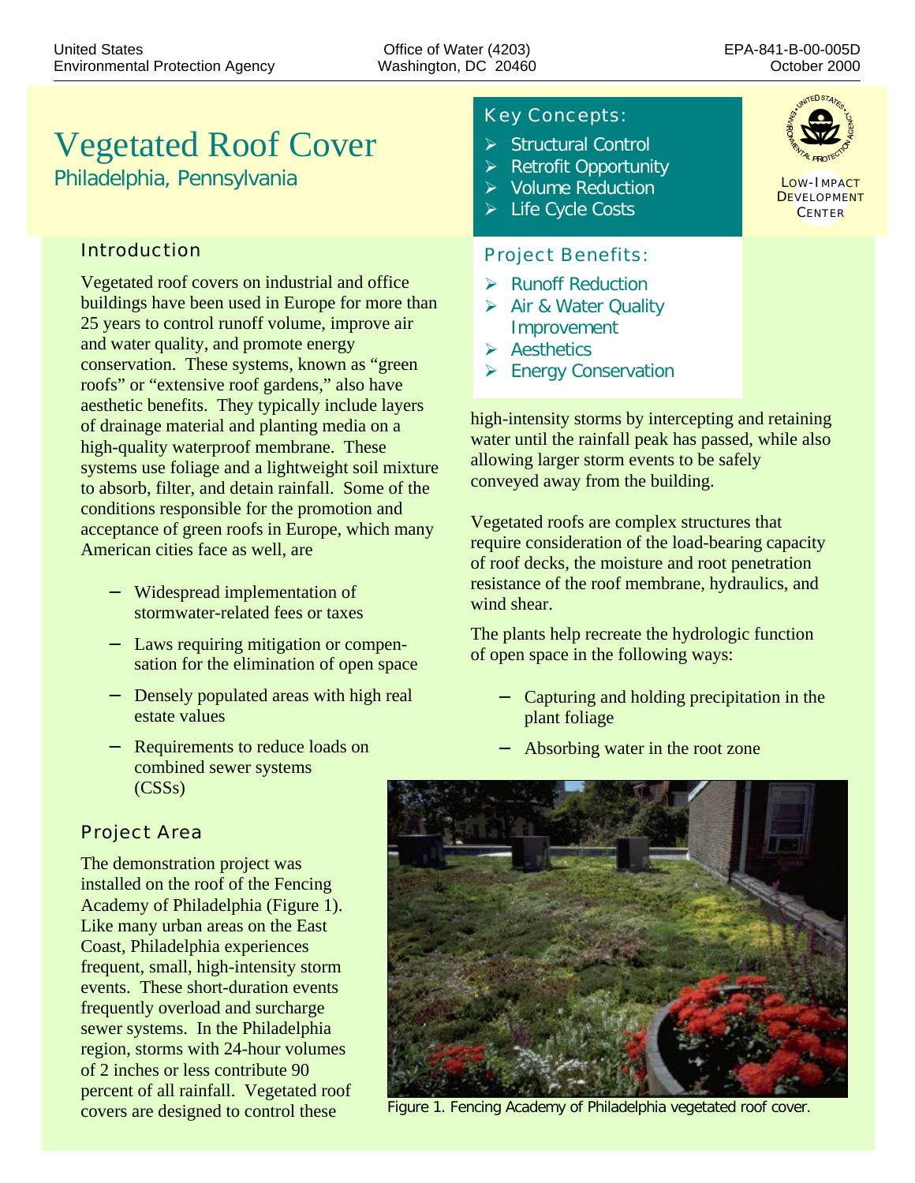United States Environmental Protection Agency

Office of Water (4203)
Washington, DC 20460

EPA-841-B-00-005D
October 2000

# Vegetated Roof Cover

## Philadelphia, Pennsylvania

### Key Concepts:

- Structural Control
- Retrofit Opportunity
- Volume Reduction
- Life Cycle Costs

LOW-IMPACT DEVELOPMENT CENTER

### Project Benefits:

- Runoff Reduction
- Air & Water Quality Improvement
- Aesthetics
- Energy Conservation

### Introduction

Vegetated roof covers on industrial and office buildings have been used in Europe for more than 25 years to control runoff volume, improve air and water quality, and promote energy conservation. These systems, known as "green roofs" or "extensive roof gardens," also have aesthetic benefits. They typically include layers of drainage material and planting media on a high-quality waterproof membrane. These systems use foliage and a lightweight soil mixture to absorb, filter, and detain rainfall. Some of the conditions responsible for the promotion and acceptance of green roofs in Europe, which many American cities face as well, are

- Widespread implementation of stormwater-related fees or taxes
- Laws requiring mitigation or compensation for the elimination of open space
- Densely populated areas with high real estate values
- Requirements to reduce loads on combined sewer systems (CSSs)

### Project Area

The demonstration project was installed on the roof of the Fencing Academy of Philadelphia (Figure 1). Like many urban areas on the East Coast, Philadelphia experiences frequent, small, high-intensity storm events. These short-duration events frequently overload and surcharge sewer systems. In the Philadelphia region, storms with 24-hour volumes of 2 inches or less contribute 90 percent of all rainfall. Vegetated roof covers are designed to control these high-intensity storms by intercepting and retaining water until the rainfall peak has passed, while also allowing larger storm events to be safely conveyed away from the building.

Vegetated roofs are complex structures that require consideration of the load-bearing capacity of roof decks, the moisture and root penetration resistance of the roof membrane, hydraulics, and wind shear.

The plants help recreate the hydrologic function of open space in the following ways:

- Capturing and holding precipitation in the plant foliage
- Absorbing water in the root zone

Figure 1. Fencing Academy of Philadelphia vegetated roof cover.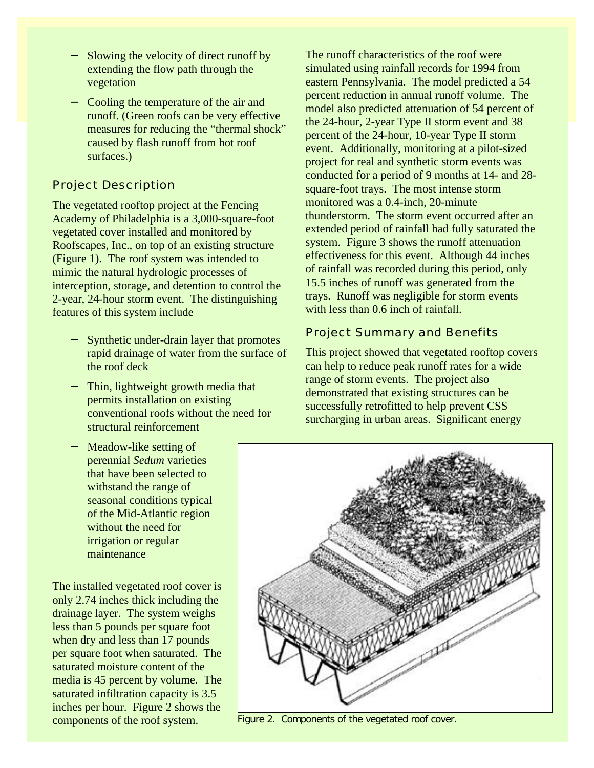- Slowing the velocity of direct runoff by extending the flow path through the vegetation
- Cooling the temperature of the air and runoff. (Green roofs can be very effective measures for reducing the "thermal shock" caused by flash runoff from hot roof surfaces.)

## Project Description

The vegetated rooftop project at the Fencing Academy of Philadelphia is a 3,000-square-foot vegetated cover installed and monitored by Roofscapes, Inc., on top of an existing structure (Figure 1). The roof system was intended to mimic the natural hydrologic processes of interception, storage, and detention to control the 2-year, 24-hour storm event. The distinguishing features of this system include

- Synthetic under-drain layer that promotes rapid drainage of water from the surface of the roof deck
- Thin, lightweight growth media that permits installation on existing conventional roofs without the need for structural reinforcement
- Meadow-like setting of perennial *Sedum* varieties that have been selected to withstand the range of seasonal conditions typical of the Mid-Atlantic region without the need for irrigation or regular maintenance

The installed vegetated roof cover is only 2.74 inches thick including the drainage layer. The system weighs less than 5 pounds per square foot when dry and less than 17 pounds per square foot when saturated. The saturated moisture content of the media is 45 percent by volume. The saturated infiltration capacity is 3.5 inches per hour. Figure 2 shows the components of the roof system.

The runoff characteristics of the roof were simulated using rainfall records for 1994 from eastern Pennsylvania. The model predicted a 54 percent reduction in annual runoff volume. The model also predicted attenuation of 54 percent of the 24-hour, 2-year Type II storm event and 38 percent of the 24-hour, 10-year Type II storm event. Additionally, monitoring at a pilot-sized project for real and synthetic storm events was conducted for a period of 9 months at 14- and 28-square-foot trays. The most intense storm monitored was a 0.4-inch, 20-minute thunderstorm. The storm event occurred after an extended period of rainfall had fully saturated the system. Figure 3 shows the runoff attenuation effectiveness for this event. Although 44 inches of rainfall was recorded during this period, only 15.5 inches of runoff was generated from the trays. Runoff was negligible for storm events with less than 0.6 inch of rainfall.

## Project Summary and Benefits

This project showed that vegetated rooftop covers can help to reduce peak runoff rates for a wide range of storm events. The project also demonstrated that existing structures can be successfully retrofitted to help prevent CSS surcharging in urban areas. Significant energy

Figure 2. Components of the vegetated roof cover.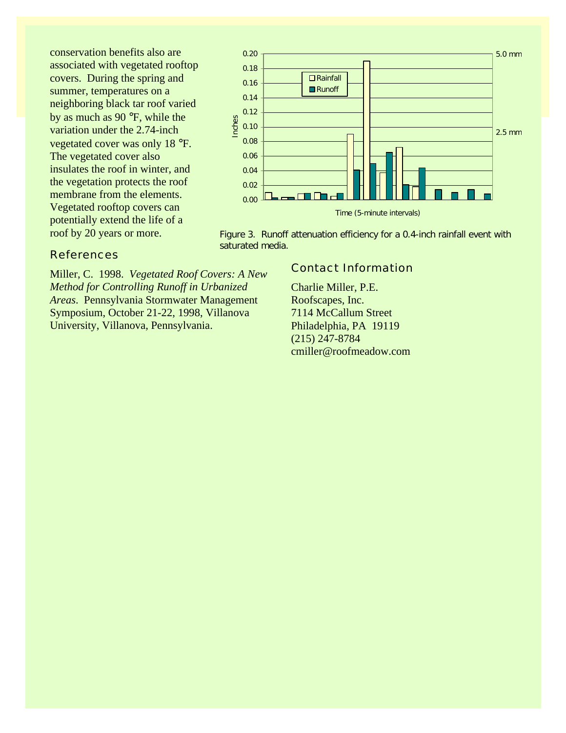conservation benefits also are associated with vegetated rooftop covers. During the spring and summer, temperatures on a neighboring black tar roof varied by as much as 90 °F, while the variation under the 2.74-inch vegetated cover was only 18 °F. The vegetated cover also insulates the roof in winter, and the vegetation protects the roof membrane from the elements. Vegetated rooftop covers can potentially extend the life of a roof by 20 years or more.

0.20
0.18
0.16
0.14
0.12
0.10
0.08
0.06
0.04
0.02
0.00
Inches
5.0 mm
2.5 mm
Rainfall
Runoff
Time (5-minute intervals)

Figure 3. Runoff attenuation efficiency for a 0.4-inch rainfall event with saturated media.

## References

Miller, C. 1998. *Vegetated Roof Covers: A New Method for Controlling Runoff in Urbanized Areas*. Pennsylvania Stormwater Management Symposium, October 21-22, 1998, Villanova University, Villanova, Pennsylvania.

## Contact Information

Charlie Miller, P.E.
Roofscapes, Inc.
7114 McCallum Street
Philadelphia, PA 19119
(215) 247-8784
cmiller@roofmeadow.com